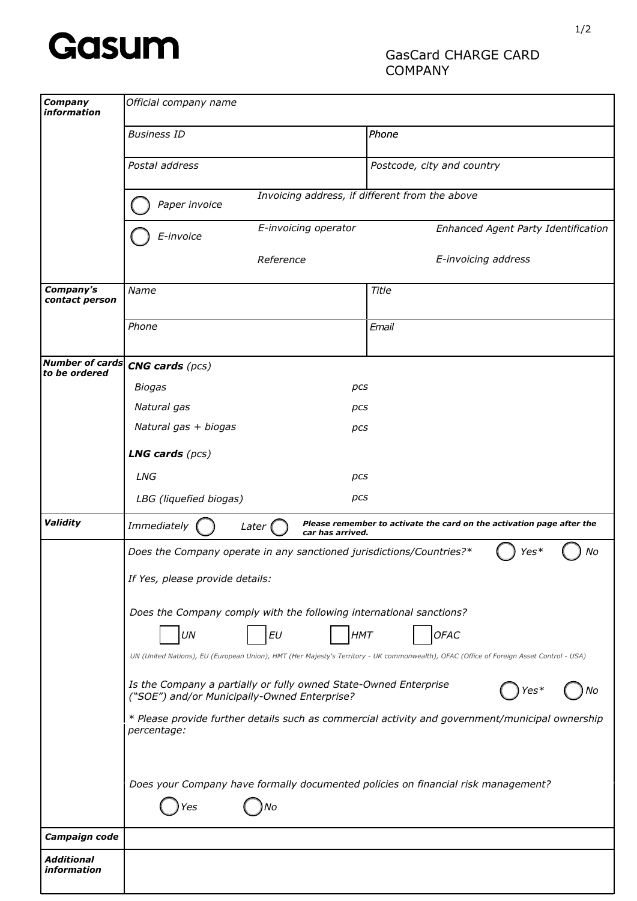# Gasum

GasCard CHARGE CARD
COMPANY

| | | | | |
|---|---|---|---|---|
| ***Company information*** | *Official company name* | | | |
| | *Business ID* | | *Phone* | |
| | *Postal address* | | *Postcode, city and country* | |
| | ◯ *Paper invoice* | *Invoicing address, if different from the above* | | |
| | ◯ *E-invoice* | *E-invoicing operator* | | *Enhanced Agent Party Identification* |
| | | *Reference* | | *E-invoicing address* |
| ***Company's contact person*** | *Name* | | *Title* | |
| | *Phone* | | *Email* | |
| ***Number of cards to be ordered*** | ***CNG cards*** *(pcs)* | | | |
| | *Biogas* | *pcs* | | |
| | *Natural gas* | *pcs* | | |
| | *Natural gas + biogas* | *pcs* | | |
| | ***LNG cards*** *(pcs)* | | | |
| | *LNG* | *pcs* | | |
| | *LBG (liquefied biogas)* | *pcs* | | |
| ***Validity*** | *Immediately* ◯ *Later* ◯ | ***Please remember to activate the card on the activation page after the car has arrived.*** | | |
| | *Does the Company operate in any sanctioned jurisdictions/Countries?** | | ◯ *Yes** | ◯ *No* |
| | *If Yes, please provide details:* | | | |
| | *Does the Company comply with the following international sanctions?* | | | |
| | ☐ *UN* ☐ *EU* ☐ *HMT* ☐ *OFAC* | | | |
| | *UN (United Nations), EU (European Union), HMT (Her Majesty's Territory - UK commonwealth), OFAC (Office of Foreign Asset Control - USA)* | | | |
| | *Is the Company a partially or fully owned State-Owned Enterprise ("SOE") and/or Municipally-Owned Enterprise?* | | ◯ *Yes** | ◯ *No* |
| | ** Please provide further details such as commercial activity and government/municipal ownership percentage:* | | | |
| | *Does your Company have formally documented policies on financial risk management?* | | | |
| | ◯ *Yes* ◯ *No* | | | |
| ***Campaign code*** | | | | |
| ***Additional information*** | | | | |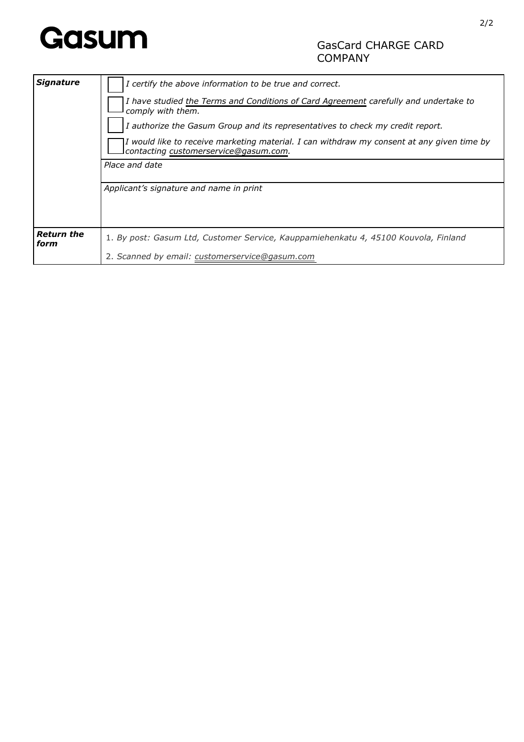# Gasum

GasCard CHARGE CARD COMPANY

| | |
|---|---|
| ***Signature*** | ☐ *I certify the above information to be true and correct.*<br>☐ *I have studied the Terms and Conditions of Card Agreement carefully and undertake to comply with them.*<br>☐ *I authorize the Gasum Group and its representatives to check my credit report.*<br>☐ *I would like to receive marketing material. I can withdraw my consent at any given time by contacting customerservice@gasum.com.* |
| | *Place and date* |
| | *Applicant's signature and name in print* |
| ***Return the form*** | 1. *By post: Gasum Ltd, Customer Service, Kauppamiehenkatu 4, 45100 Kouvola, Finland*<br>2. *Scanned by email: customerservice@gasum.com* |